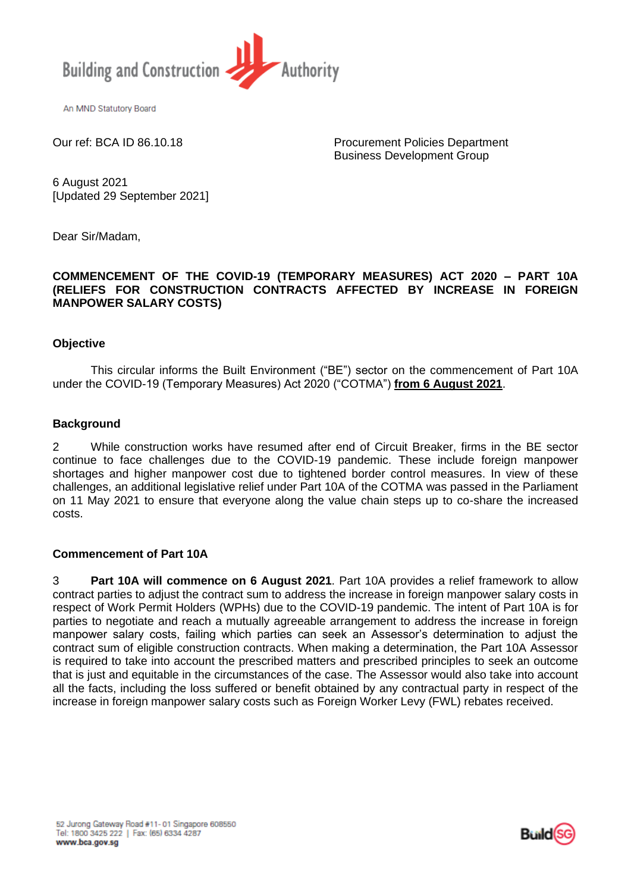Building and Construction Authority

An MND Statutory Board

Our ref: BCA ID 86.10.18

Procurement Policies Department
Business Development Group

6 August 2021
[Updated 29 September 2021]

Dear Sir/Madam,

**COMMENCEMENT OF THE COVID-19 (TEMPORARY MEASURES) ACT 2020 – PART 10A (RELIEFS FOR CONSTRUCTION CONTRACTS AFFECTED BY INCREASE IN FOREIGN MANPOWER SALARY COSTS)**

**Objective**

This circular informs the Built Environment ("BE") sector on the commencement of Part 10A under the COVID-19 (Temporary Measures) Act 2020 ("COTMA") **from 6 August 2021**.

**Background**

2 While construction works have resumed after end of Circuit Breaker, firms in the BE sector continue to face challenges due to the COVID-19 pandemic. These include foreign manpower shortages and higher manpower cost due to tightened border control measures. In view of these challenges, an additional legislative relief under Part 10A of the COTMA was passed in the Parliament on 11 May 2021 to ensure that everyone along the value chain steps up to co-share the increased costs.

**Commencement of Part 10A**

3 **Part 10A will commence on 6 August 2021**. Part 10A provides a relief framework to allow contract parties to adjust the contract sum to address the increase in foreign manpower salary costs in respect of Work Permit Holders (WPHs) due to the COVID-19 pandemic. The intent of Part 10A is for parties to negotiate and reach a mutually agreeable arrangement to address the increase in foreign manpower salary costs, failing which parties can seek an Assessor's determination to adjust the contract sum of eligible construction contracts. When making a determination, the Part 10A Assessor is required to take into account the prescribed matters and prescribed principles to seek an outcome that is just and equitable in the circumstances of the case. The Assessor would also take into account all the facts, including the loss suffered or benefit obtained by any contractual party in respect of the increase in foreign manpower salary costs such as Foreign Worker Levy (FWL) rebates received.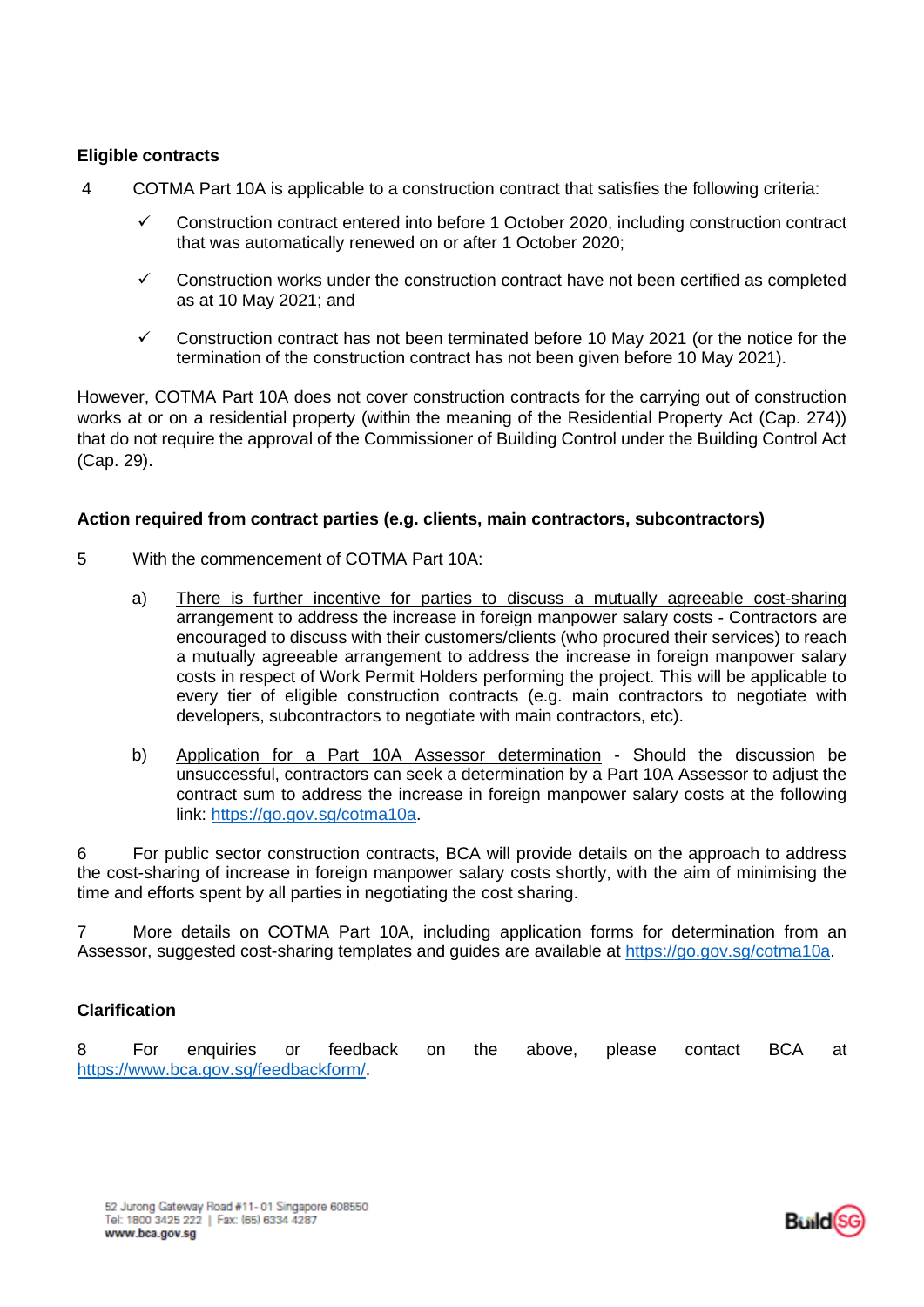**Eligible contracts**

4 COTMA Part 10A is applicable to a construction contract that satisfies the following criteria:

- ✓ Construction contract entered into before 1 October 2020, including construction contract that was automatically renewed on or after 1 October 2020;
- ✓ Construction works under the construction contract have not been certified as completed as at 10 May 2021; and
- ✓ Construction contract has not been terminated before 10 May 2021 (or the notice for the termination of the construction contract has not been given before 10 May 2021).

However, COTMA Part 10A does not cover construction contracts for the carrying out of construction works at or on a residential property (within the meaning of the Residential Property Act (Cap. 274)) that do not require the approval of the Commissioner of Building Control under the Building Control Act (Cap. 29).

**Action required from contract parties (e.g. clients, main contractors, subcontractors)**

5 With the commencement of COTMA Part 10A:

a) <u>There is further incentive for parties to discuss a mutually agreeable cost-sharing arrangement to address the increase in foreign manpower salary costs</u> - Contractors are encouraged to discuss with their customers/clients (who procured their services) to reach a mutually agreeable arrangement to address the increase in foreign manpower salary costs in respect of Work Permit Holders performing the project. This will be applicable to every tier of eligible construction contracts (e.g. main contractors to negotiate with developers, subcontractors to negotiate with main contractors, etc).

b) <u>Application for a Part 10A Assessor determination</u> - Should the discussion be unsuccessful, contractors can seek a determination by a Part 10A Assessor to adjust the contract sum to address the increase in foreign manpower salary costs at the following link: https://go.gov.sg/cotma10a.

6 For public sector construction contracts, BCA will provide details on the approach to address the cost-sharing of increase in foreign manpower salary costs shortly, with the aim of minimising the time and efforts spent by all parties in negotiating the cost sharing.

7 More details on COTMA Part 10A, including application forms for determination from an Assessor, suggested cost-sharing templates and guides are available at https://go.gov.sg/cotma10a.

**Clarification**

8 For enquiries or feedback on the above, please contact BCA at https://www.bca.gov.sg/feedbackform/.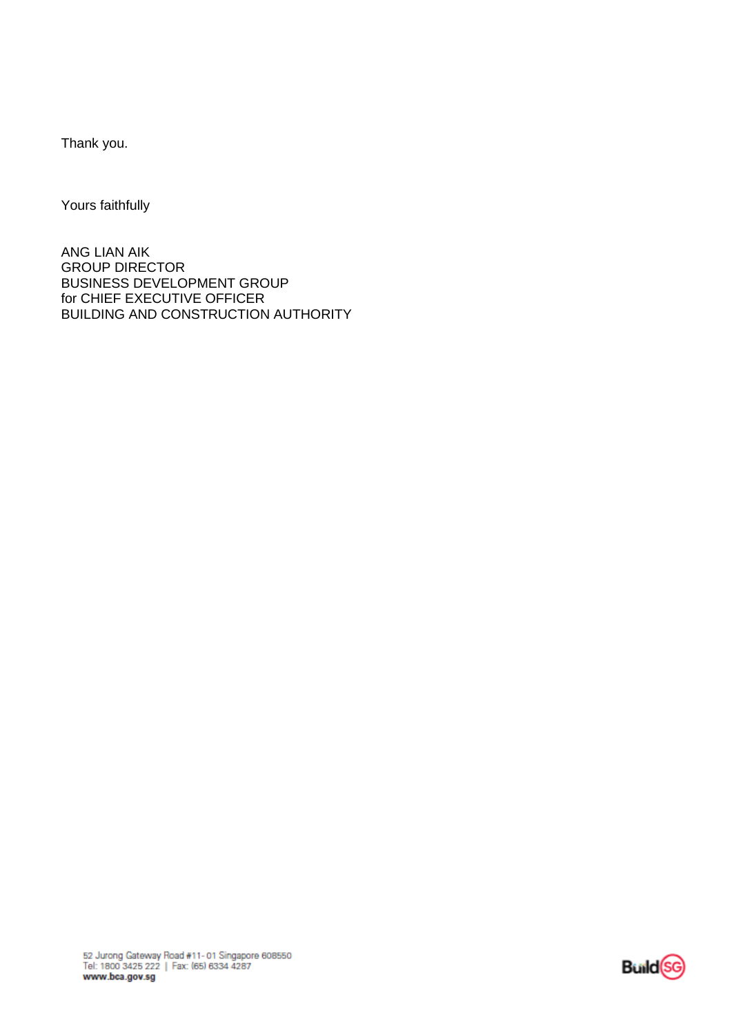Thank you.

Yours faithfully

ANG LIAN AIK
GROUP DIRECTOR
BUSINESS DEVELOPMENT GROUP
for CHIEF EXECUTIVE OFFICER
BUILDING AND CONSTRUCTION AUTHORITY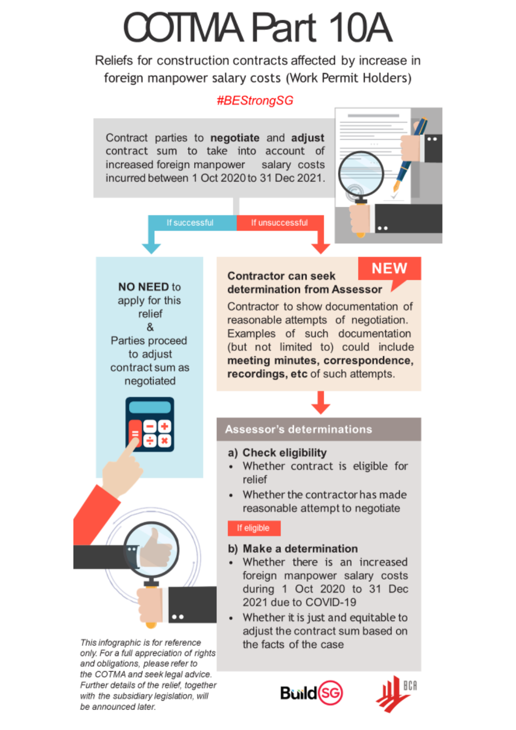# COTMA Part 10A

Reliefs for construction contracts affected by increase in foreign manpower salary costs (Work Permit Holders)

#BEStrongSG

Contract parties to **negotiate** and **adjust** contract sum to take into account of increased foreign manpower salary costs incurred between 1 Oct 2020 to 31 Dec 2021.

If successful

**NO NEED** to apply for this relief & Parties proceed to adjust contract sum as negotiated

If unsuccessful

NEW

**Contractor can seek determination from Assessor**

Contractor to show documentation of reasonable attempts of negotiation. Examples of such documentation (but not limited to) could include **meeting minutes, correspondence, recordings, etc** of such attempts.

## Assessor's determinations

**a) Check eligibility**

- Whether contract is eligible for relief
- Whether the contractor has made reasonable attempt to negotiate

If eligible

**b) Make a determination**

- Whether there is an increased foreign manpower salary costs during 1 Oct 2020 to 31 Dec 2021 due to COVID-19
- Whether it is just and equitable to adjust the contract sum based on the facts of the case

*This infographic is for reference only. For a full appreciation of rights and obligations, please refer to the COTMA and seek legal advice. Further details of the relief, together with the subsidiary legislation, will be announced later.*

BuildSG BCA